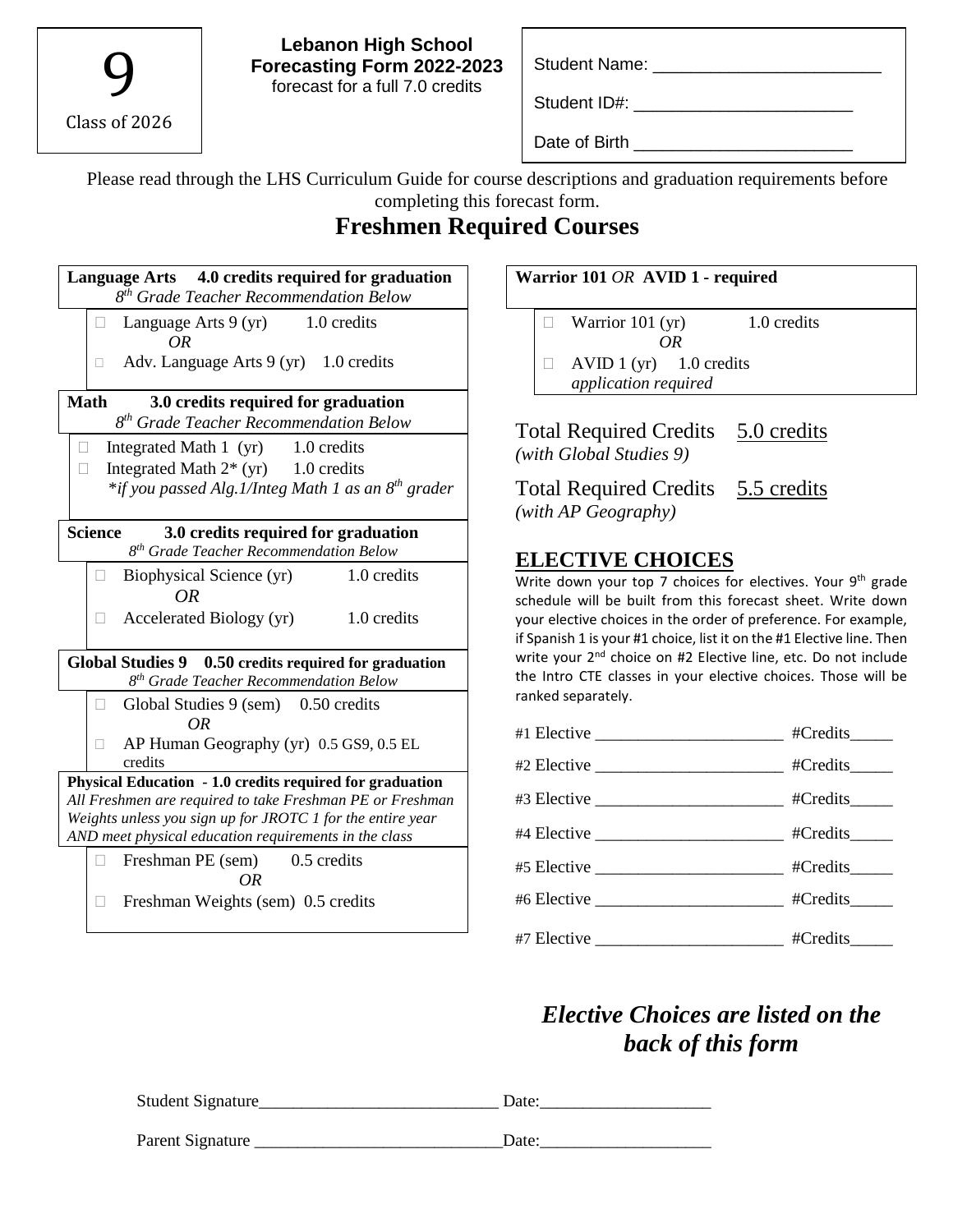9

Class of 2026

**Lebanon High School**
**Forecasting Form 2022-2023**
forecast for a full 7.0 credits

Student Name: ________________________

Student ID#: _______________________

Date of Birth _______________________

Please read through the LHS Curriculum Guide for course descriptions and graduation requirements before completing this forecast form.

# Freshmen Required Courses

**Language Arts 4.0 credits required for graduation**
*8th Grade Teacher Recommendation Below*

- ☐ Language Arts 9 (yr) 1.0 credits
  *OR*
- ☐ Adv. Language Arts 9 (yr) 1.0 credits

**Math 3.0 credits required for graduation**
*8th Grade Teacher Recommendation Below*

- ☐ Integrated Math 1 (yr) 1.0 credits
- ☐ Integrated Math 2* (yr) 1.0 credits
  *\*if you passed Alg.1/Integ Math 1 as an 8th grader*

**Science 3.0 credits required for graduation**
*8th Grade Teacher Recommendation Below*

- ☐ Biophysical Science (yr) 1.0 credits
  *OR*
- ☐ Accelerated Biology (yr) 1.0 credits

**Global Studies 9 0.50 credits required for graduation**
*8th Grade Teacher Recommendation Below*

- ☐ Global Studies 9 (sem) 0.50 credits
  *OR*
- ☐ AP Human Geography (yr) 0.5 GS9, 0.5 EL credits

**Physical Education - 1.0 credits required for graduation**
*All Freshmen are required to take Freshman PE or Freshman Weights unless you sign up for JROTC 1 for the entire year AND meet physical education requirements in the class*

- ☐ Freshman PE (sem) 0.5 credits
  *OR*
- ☐ Freshman Weights (sem) 0.5 credits

**Warrior 101** *OR* **AVID 1 - required**

- ☐ Warrior 101 (yr) 1.0 credits
  *OR*
- ☐ AVID 1 (yr) 1.0 credits
  *application required*

Total Required Credits 5.0 credits
*(with Global Studies 9)*

Total Required Credits 5.5 credits
*(with AP Geography)*

## ELECTIVE CHOICES

Write down your top 7 choices for electives. Your 9th grade schedule will be built from this forecast sheet. Write down your elective choices in the order of preference. For example, if Spanish 1 is your #1 choice, list it on the #1 Elective line. Then write your 2nd choice on #2 Elective line, etc. Do not include the Intro CTE classes in your elective choices. Those will be ranked separately.

#1 Elective ______________________ #Credits_____

#2 Elective ______________________ #Credits_____

#3 Elective ______________________ #Credits_____

#4 Elective ______________________ #Credits_____

#5 Elective ______________________ #Credits_____

#6 Elective ______________________ #Credits_____

#7 Elective ______________________ #Credits_____

***Elective Choices are listed on the back of this form***

Student Signature____________________________ Date:___________________

Parent Signature _____________________________Date:___________________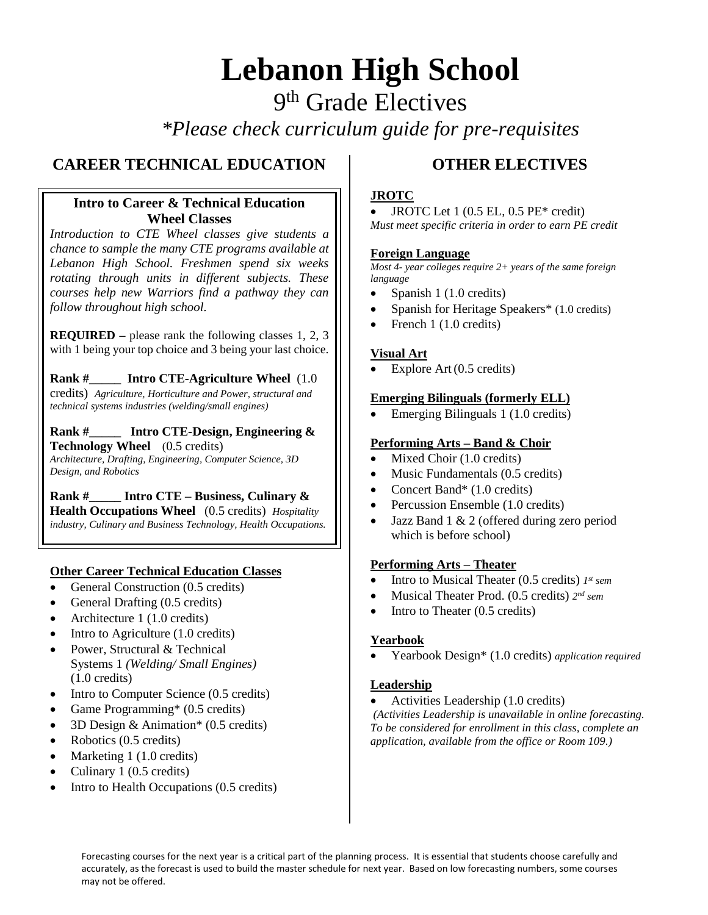# Lebanon High School

## 9th Grade Electives

*\*Please check curriculum guide for pre-requisites*

## CAREER TECHNICAL EDUCATION

### Intro to Career & Technical Education Wheel Classes

*Introduction to CTE Wheel classes give students a chance to sample the many CTE programs available at Lebanon High School. Freshmen spend six weeks rotating through units in different subjects. These courses help new Warriors find a pathway they can follow throughout high school.*

**REQUIRED** – please rank the following classes 1, 2, 3 with 1 being your top choice and 3 being your last choice.

**Rank #_____ Intro CTE-Agriculture Wheel** (1.0 credits) *Agriculture, Horticulture and Power, structural and technical systems industries (welding/small engines)*

**Rank #_____ Intro CTE-Design, Engineering & Technology Wheel** (0.5 credits)
*Architecture, Drafting, Engineering, Computer Science, 3D Design, and Robotics*

**Rank #_____ Intro CTE – Business, Culinary & Health Occupations Wheel** (0.5 credits) *Hospitality industry, Culinary and Business Technology, Health Occupations.*

### Other Career Technical Education Classes

- General Construction (0.5 credits)
- General Drafting (0.5 credits)
- Architecture 1 (1.0 credits)
- Intro to Agriculture (1.0 credits)
- Power, Structural & Technical Systems 1 *(Welding/ Small Engines)* (1.0 credits)
- Intro to Computer Science (0.5 credits)
- Game Programming* (0.5 credits)
- 3D Design & Animation* (0.5 credits)
- Robotics (0.5 credits)
- Marketing 1 (1.0 credits)
- Culinary 1 (0.5 credits)
- Intro to Health Occupations (0.5 credits)

## OTHER ELECTIVES

### JROTC

- JROTC Let 1 (0.5 EL, 0.5 PE* credit)

*Must meet specific criteria in order to earn PE credit*

### Foreign Language

*Most 4- year colleges require 2+ years of the same foreign language*

- Spanish 1 (1.0 credits)
- Spanish for Heritage Speakers* (1.0 credits)
- French 1 (1.0 credits)

### Visual Art

- Explore Art (0.5 credits)

### Emerging Bilinguals (formerly ELL)

- Emerging Bilinguals 1 (1.0 credits)

### Performing Arts – Band & Choir

- Mixed Choir (1.0 credits)
- Music Fundamentals (0.5 credits)
- Concert Band* (1.0 credits)
- Percussion Ensemble (1.0 credits)
- Jazz Band 1 & 2 (offered during zero period which is before school)

### Performing Arts – Theater

- Intro to Musical Theater (0.5 credits) *1st sem*
- Musical Theater Prod. (0.5 credits) *2nd sem*
- Intro to Theater (0.5 credits)

### Yearbook

- Yearbook Design* (1.0 credits) *application required*

### Leadership

- Activities Leadership (1.0 credits)

*(Activities Leadership is unavailable in online forecasting. To be considered for enrollment in this class, complete an application, available from the office or Room 109.)*

Forecasting courses for the next year is a critical part of the planning process. It is essential that students choose carefully and accurately, as the forecast is used to build the master schedule for next year. Based on low forecasting numbers, some courses may not be offered.